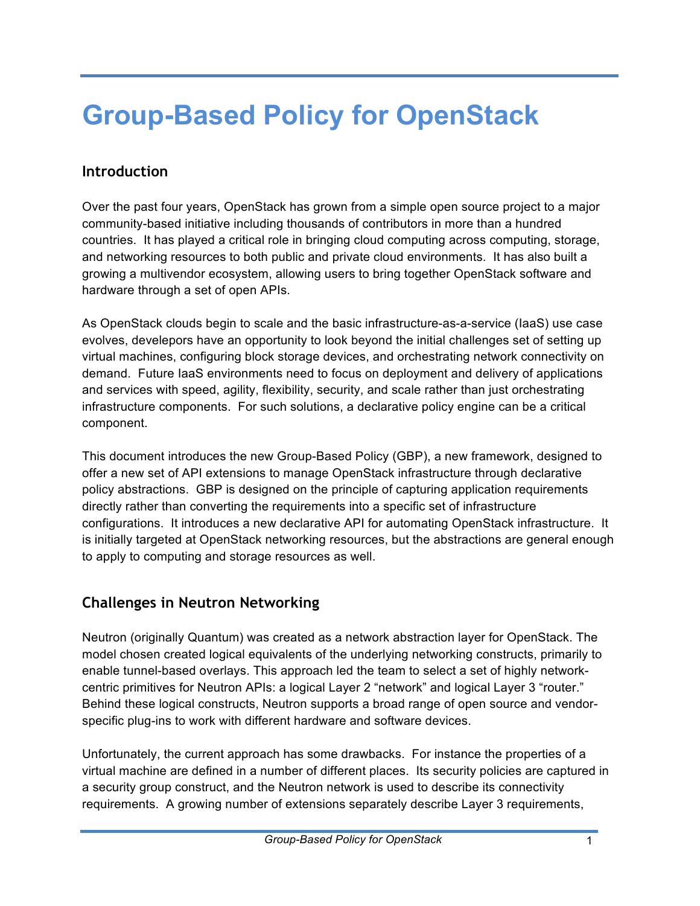# Group-Based Policy for OpenStack

## Introduction

Over the past four years, OpenStack has grown from a simple open source project to a major community-based initiative including thousands of contributors in more than a hundred countries. It has played a critical role in bringing cloud computing across computing, storage, and networking resources to both public and private cloud environments. It has also built a growing a multivendor ecosystem, allowing users to bring together OpenStack software and hardware through a set of open APIs.

As OpenStack clouds begin to scale and the basic infrastructure-as-a-service (IaaS) use case evolves, develepors have an opportunity to look beyond the initial challenges set of setting up virtual machines, configuring block storage devices, and orchestrating network connectivity on demand. Future IaaS environments need to focus on deployment and delivery of applications and services with speed, agility, flexibility, security, and scale rather than just orchestrating infrastructure components. For such solutions, a declarative policy engine can be a critical component.

This document introduces the new Group-Based Policy (GBP), a new framework, designed to offer a new set of API extensions to manage OpenStack infrastructure through declarative policy abstractions. GBP is designed on the principle of capturing application requirements directly rather than converting the requirements into a specific set of infrastructure configurations. It introduces a new declarative API for automating OpenStack infrastructure. It is initially targeted at OpenStack networking resources, but the abstractions are general enough to apply to computing and storage resources as well.

## Challenges in Neutron Networking

Neutron (originally Quantum) was created as a network abstraction layer for OpenStack. The model chosen created logical equivalents of the underlying networking constructs, primarily to enable tunnel-based overlays. This approach led the team to select a set of highly network-centric primitives for Neutron APIs: a logical Layer 2 "network" and logical Layer 3 "router." Behind these logical constructs, Neutron supports a broad range of open source and vendor-specific plug-ins to work with different hardware and software devices.

Unfortunately, the current approach has some drawbacks. For instance the properties of a virtual machine are defined in a number of different places. Its security policies are captured in a security group construct, and the Neutron network is used to describe its connectivity requirements. A growing number of extensions separately describe Layer 3 requirements,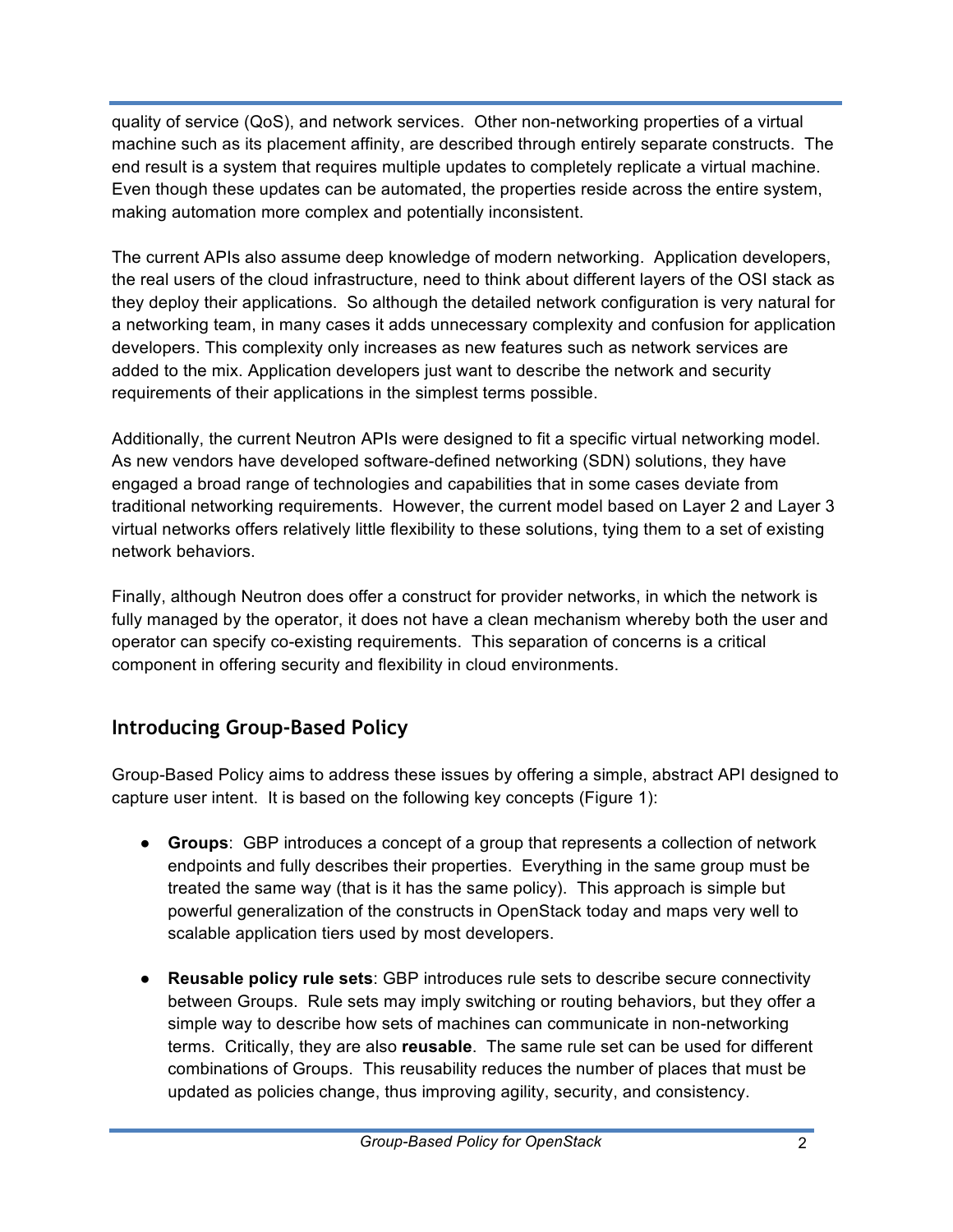quality of service (QoS), and network services. Other non-networking properties of a virtual machine such as its placement affinity, are described through entirely separate constructs. The end result is a system that requires multiple updates to completely replicate a virtual machine. Even though these updates can be automated, the properties reside across the entire system, making automation more complex and potentially inconsistent.

The current APIs also assume deep knowledge of modern networking. Application developers, the real users of the cloud infrastructure, need to think about different layers of the OSI stack as they deploy their applications. So although the detailed network configuration is very natural for a networking team, in many cases it adds unnecessary complexity and confusion for application developers. This complexity only increases as new features such as network services are added to the mix. Application developers just want to describe the network and security requirements of their applications in the simplest terms possible.

Additionally, the current Neutron APIs were designed to fit a specific virtual networking model. As new vendors have developed software-defined networking (SDN) solutions, they have engaged a broad range of technologies and capabilities that in some cases deviate from traditional networking requirements. However, the current model based on Layer 2 and Layer 3 virtual networks offers relatively little flexibility to these solutions, tying them to a set of existing network behaviors.

Finally, although Neutron does offer a construct for provider networks, in which the network is fully managed by the operator, it does not have a clean mechanism whereby both the user and operator can specify co-existing requirements. This separation of concerns is a critical component in offering security and flexibility in cloud environments.

## Introducing Group-Based Policy

Group-Based Policy aims to address these issues by offering a simple, abstract API designed to capture user intent. It is based on the following key concepts (Figure 1):

- **Groups**: GBP introduces a concept of a group that represents a collection of network endpoints and fully describes their properties. Everything in the same group must be treated the same way (that is it has the same policy). This approach is simple but powerful generalization of the constructs in OpenStack today and maps very well to scalable application tiers used by most developers.

- **Reusable policy rule sets**: GBP introduces rule sets to describe secure connectivity between Groups. Rule sets may imply switching or routing behaviors, but they offer a simple way to describe how sets of machines can communicate in non-networking terms. Critically, they are also **reusable**. The same rule set can be used for different combinations of Groups. This reusability reduces the number of places that must be updated as policies change, thus improving agility, security, and consistency.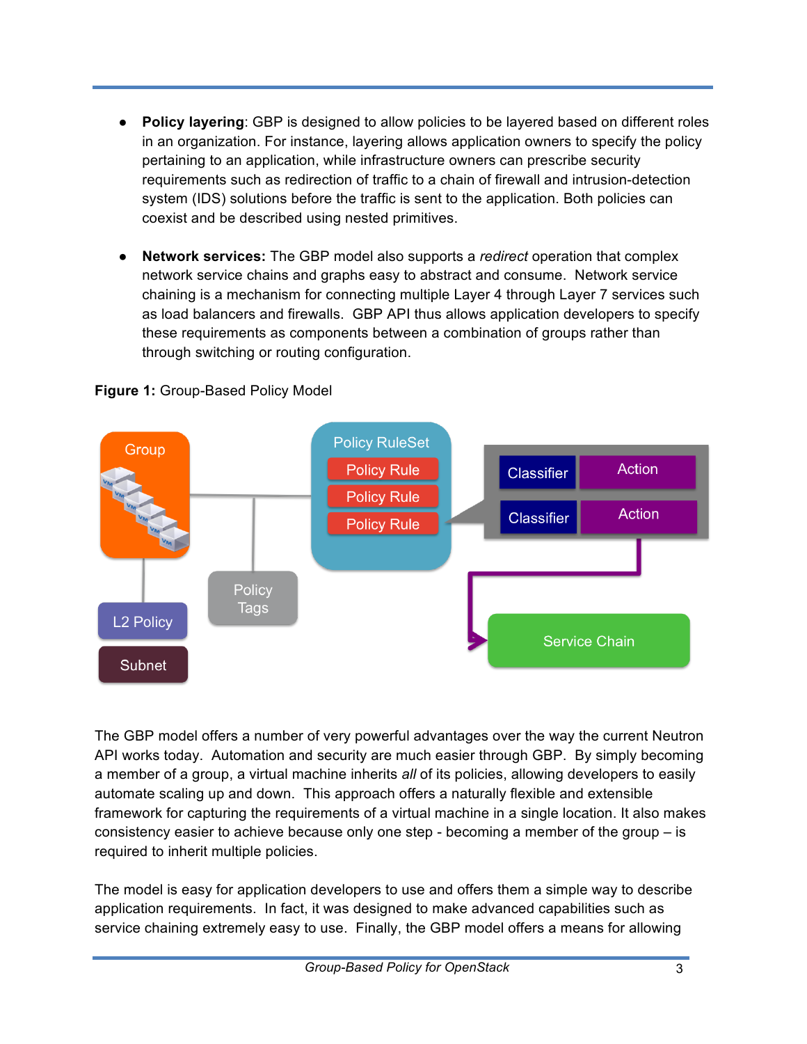- **Policy layering**: GBP is designed to allow policies to be layered based on different roles in an organization. For instance, layering allows application owners to specify the policy pertaining to an application, while infrastructure owners can prescribe security requirements such as redirection of traffic to a chain of firewall and intrusion-detection system (IDS) solutions before the traffic is sent to the application. Both policies can coexist and be described using nested primitives.

- **Network services:** The GBP model also supports a *redirect* operation that complex network service chains and graphs easy to abstract and consume. Network service chaining is a mechanism for connecting multiple Layer 4 through Layer 7 services such as load balancers and firewalls. GBP API thus allows application developers to specify these requirements as components between a combination of groups rather than through switching or routing configuration.

**Figure 1:** Group-Based Policy Model

The GBP model offers a number of very powerful advantages over the way the current Neutron API works today. Automation and security are much easier through GBP. By simply becoming a member of a group, a virtual machine inherits *all* of its policies, allowing developers to easily automate scaling up and down. This approach offers a naturally flexible and extensible framework for capturing the requirements of a virtual machine in a single location. It also makes consistency easier to achieve because only one step - becoming a member of the group – is required to inherit multiple policies.

The model is easy for application developers to use and offers them a simple way to describe application requirements. In fact, it was designed to make advanced capabilities such as service chaining extremely easy to use. Finally, the GBP model offers a means for allowing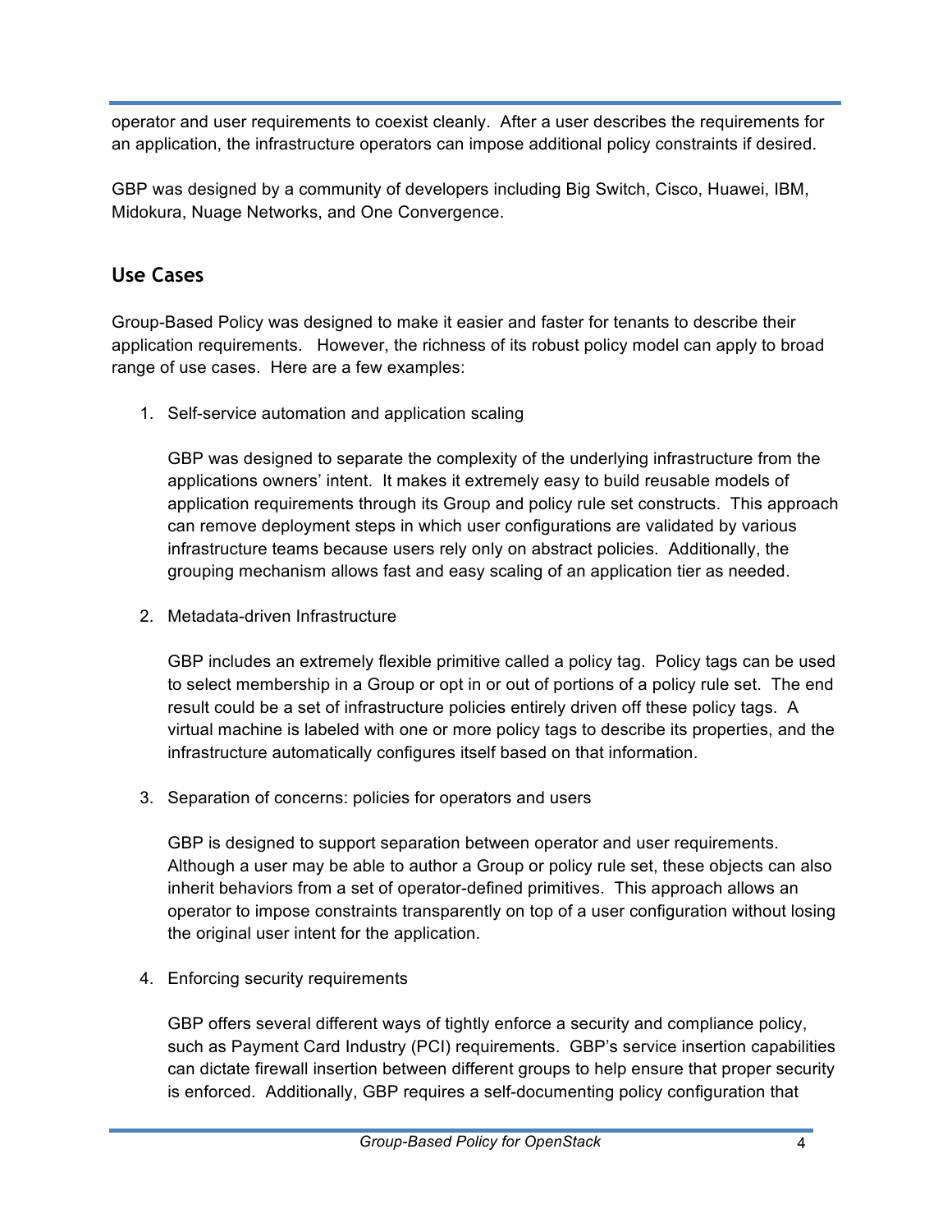operator and user requirements to coexist cleanly. After a user describes the requirements for an application, the infrastructure operators can impose additional policy constraints if desired.

GBP was designed by a community of developers including Big Switch, Cisco, Huawei, IBM, Midokura, Nuage Networks, and One Convergence.

## Use Cases

Group-Based Policy was designed to make it easier and faster for tenants to describe their application requirements. However, the richness of its robust policy model can apply to broad range of use cases. Here are a few examples:

1. Self-service automation and application scaling

   GBP was designed to separate the complexity of the underlying infrastructure from the applications owners' intent. It makes it extremely easy to build reusable models of application requirements through its Group and policy rule set constructs. This approach can remove deployment steps in which user configurations are validated by various infrastructure teams because users rely only on abstract policies. Additionally, the grouping mechanism allows fast and easy scaling of an application tier as needed.

2. Metadata-driven Infrastructure

   GBP includes an extremely flexible primitive called a policy tag. Policy tags can be used to select membership in a Group or opt in or out of portions of a policy rule set. The end result could be a set of infrastructure policies entirely driven off these policy tags. A virtual machine is labeled with one or more policy tags to describe its properties, and the infrastructure automatically configures itself based on that information.

3. Separation of concerns: policies for operators and users

   GBP is designed to support separation between operator and user requirements. Although a user may be able to author a Group or policy rule set, these objects can also inherit behaviors from a set of operator-defined primitives. This approach allows an operator to impose constraints transparently on top of a user configuration without losing the original user intent for the application.

4. Enforcing security requirements

   GBP offers several different ways of tightly enforce a security and compliance policy, such as Payment Card Industry (PCI) requirements. GBP's service insertion capabilities can dictate firewall insertion between different groups to help ensure that proper security is enforced. Additionally, GBP requires a self-documenting policy configuration that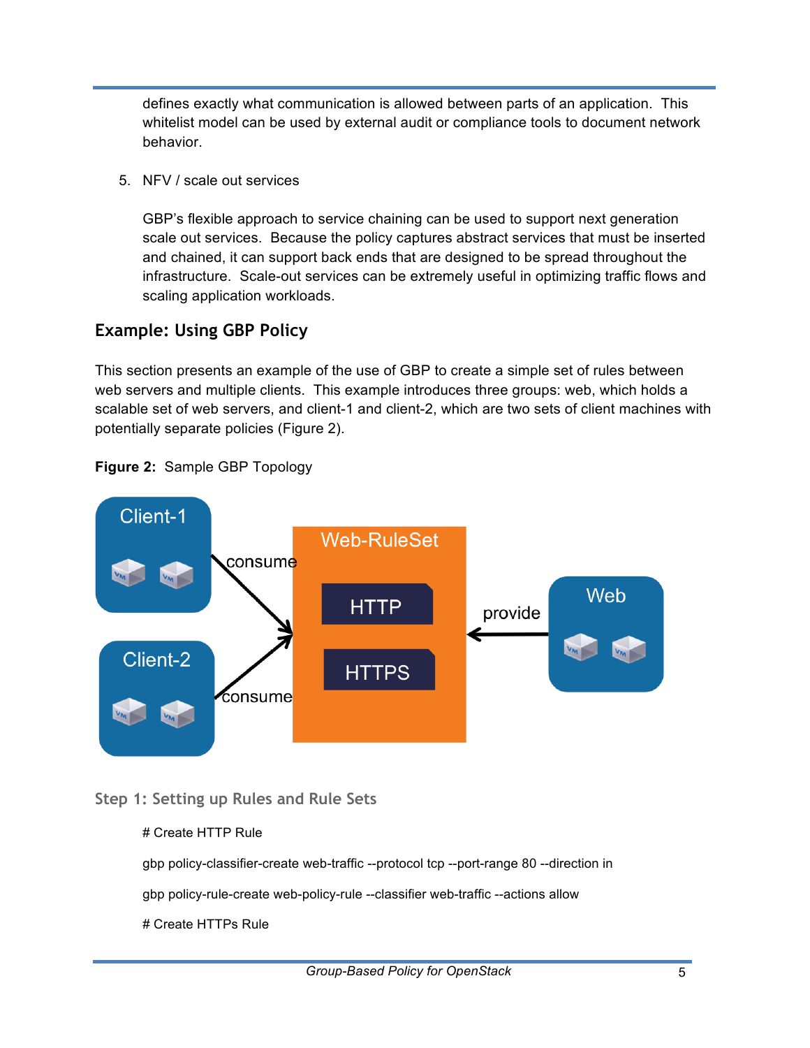defines exactly what communication is allowed between parts of an application. This whitelist model can be used by external audit or compliance tools to document network behavior.

5. NFV / scale out services

   GBP's flexible approach to service chaining can be used to support next generation scale out services. Because the policy captures abstract services that must be inserted and chained, it can support back ends that are designed to be spread throughout the infrastructure. Scale-out services can be extremely useful in optimizing traffic flows and scaling application workloads.

## Example: Using GBP Policy

This section presents an example of the use of GBP to create a simple set of rules between web servers and multiple clients. This example introduces three groups: web, which holds a scalable set of web servers, and client-1 and client-2, which are two sets of client machines with potentially separate policies (Figure 2).

**Figure 2:** Sample GBP Topology

### Step 1: Setting up Rules and Rule Sets

```
# Create HTTP Rule

gbp policy-classifier-create web-traffic --protocol tcp --port-range 80 --direction in

gbp policy-rule-create web-policy-rule --classifier web-traffic --actions allow

# Create HTTPs Rule
```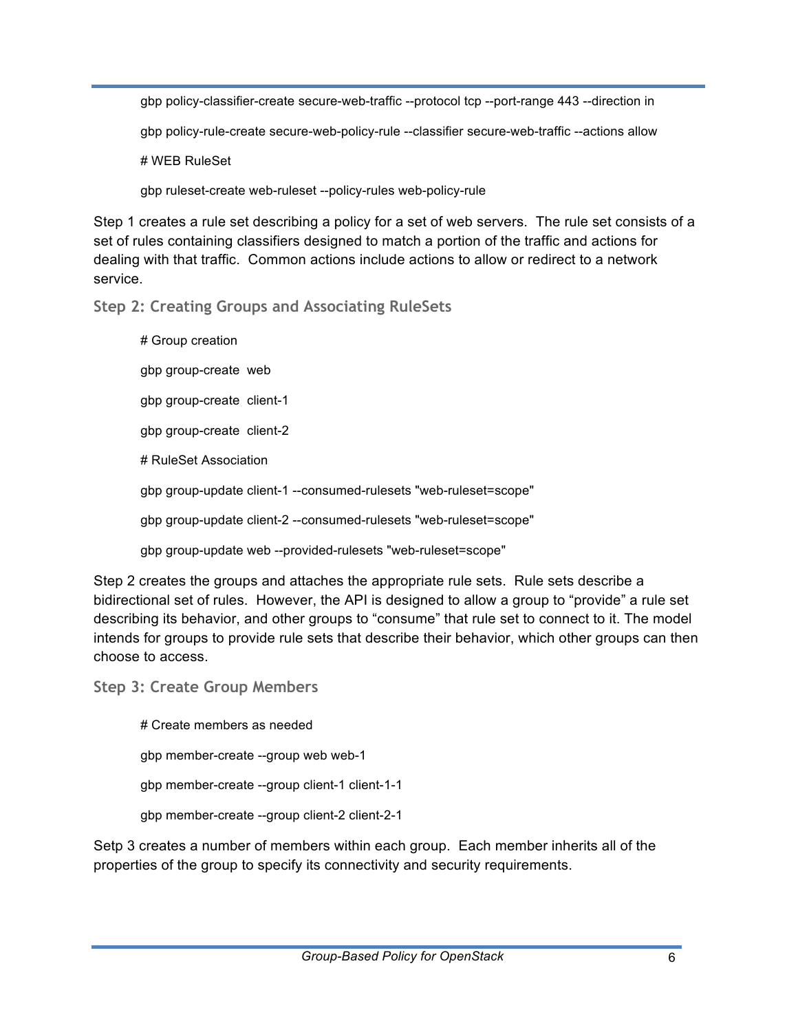```
gbp policy-classifier-create secure-web-traffic --protocol tcp --port-range 443 --direction in

gbp policy-rule-create secure-web-policy-rule --classifier secure-web-traffic --actions allow

# WEB RuleSet

gbp ruleset-create web-ruleset --policy-rules web-policy-rule
```

Step 1 creates a rule set describing a policy for a set of web servers. The rule set consists of a set of rules containing classifiers designed to match a portion of the traffic and actions for dealing with that traffic. Common actions include actions to allow or redirect to a network service.

### Step 2: Creating Groups and Associating RuleSets

```
# Group creation

gbp group-create  web

gbp group-create  client-1

gbp group-create  client-2

# RuleSet Association

gbp group-update client-1 --consumed-rulesets "web-ruleset=scope"

gbp group-update client-2 --consumed-rulesets "web-ruleset=scope"

gbp group-update web --provided-rulesets "web-ruleset=scope"
```

Step 2 creates the groups and attaches the appropriate rule sets. Rule sets describe a bidirectional set of rules. However, the API is designed to allow a group to "provide" a rule set describing its behavior, and other groups to "consume" that rule set to connect to it. The model intends for groups to provide rule sets that describe their behavior, which other groups can then choose to access.

### Step 3: Create Group Members

```
# Create members as needed

gbp member-create --group web web-1

gbp member-create --group client-1 client-1-1

gbp member-create --group client-2 client-2-1
```

Setp 3 creates a number of members within each group. Each member inherits all of the properties of the group to specify its connectivity and security requirements.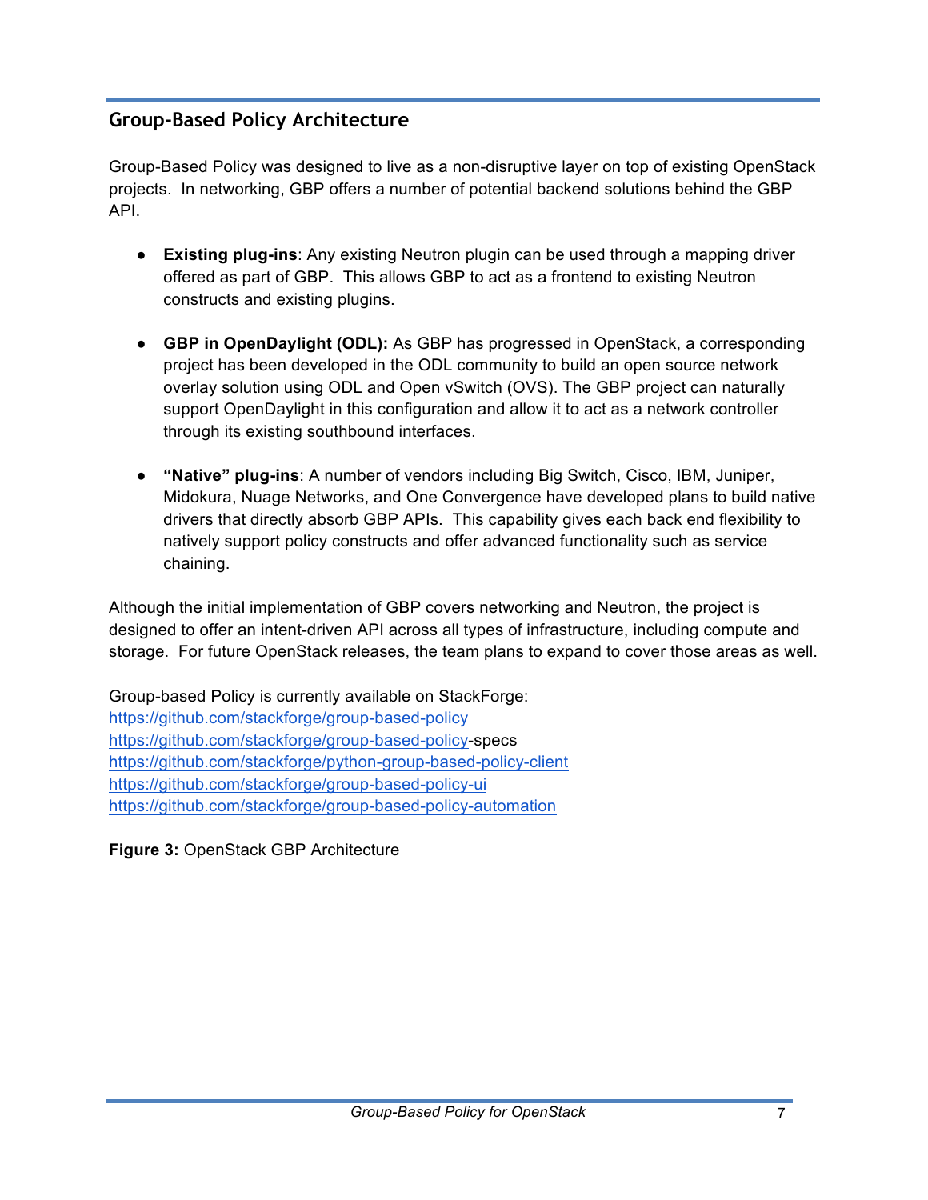## Group-Based Policy Architecture

Group-Based Policy was designed to live as a non-disruptive layer on top of existing OpenStack projects. In networking, GBP offers a number of potential backend solutions behind the GBP API.

- **Existing plug-ins**: Any existing Neutron plugin can be used through a mapping driver offered as part of GBP. This allows GBP to act as a frontend to existing Neutron constructs and existing plugins.
- **GBP in OpenDaylight (ODL):** As GBP has progressed in OpenStack, a corresponding project has been developed in the ODL community to build an open source network overlay solution using ODL and Open vSwitch (OVS). The GBP project can naturally support OpenDaylight in this configuration and allow it to act as a network controller through its existing southbound interfaces.
- **"Native" plug-ins**: A number of vendors including Big Switch, Cisco, IBM, Juniper, Midokura, Nuage Networks, and One Convergence have developed plans to build native drivers that directly absorb GBP APIs. This capability gives each back end flexibility to natively support policy constructs and offer advanced functionality such as service chaining.

Although the initial implementation of GBP covers networking and Neutron, the project is designed to offer an intent-driven API across all types of infrastructure, including compute and storage. For future OpenStack releases, the team plans to expand to cover those areas as well.

Group-based Policy is currently available on StackForge:
https://github.com/stackforge/group-based-policy
https://github.com/stackforge/group-based-policy-specs
https://github.com/stackforge/python-group-based-policy-client
https://github.com/stackforge/group-based-policy-ui
https://github.com/stackforge/group-based-policy-automation

**Figure 3:** OpenStack GBP Architecture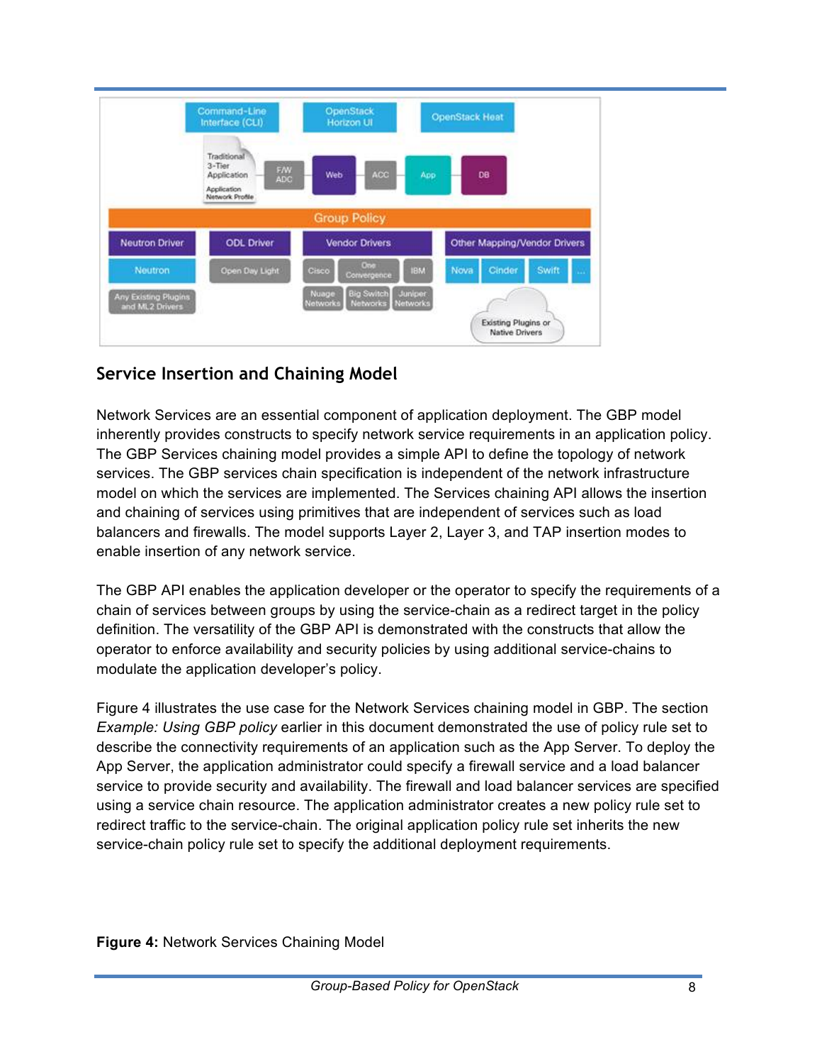## Service Insertion and Chaining Model

Network Services are an essential component of application deployment. The GBP model inherently provides constructs to specify network service requirements in an application policy. The GBP Services chaining model provides a simple API to define the topology of network services. The GBP services chain specification is independent of the network infrastructure model on which the services are implemented. The Services chaining API allows the insertion and chaining of services using primitives that are independent of services such as load balancers and firewalls. The model supports Layer 2, Layer 3, and TAP insertion modes to enable insertion of any network service.

The GBP API enables the application developer or the operator to specify the requirements of a chain of services between groups by using the service-chain as a redirect target in the policy definition. The versatility of the GBP API is demonstrated with the constructs that allow the operator to enforce availability and security policies by using additional service-chains to modulate the application developer's policy.

Figure 4 illustrates the use case for the Network Services chaining model in GBP. The section *Example: Using GBP policy* earlier in this document demonstrated the use of policy rule set to describe the connectivity requirements of an application such as the App Server. To deploy the App Server, the application administrator could specify a firewall service and a load balancer service to provide security and availability. The firewall and load balancer services are specified using a service chain resource. The application administrator creates a new policy rule set to redirect traffic to the service-chain. The original application policy rule set inherits the new service-chain policy rule set to specify the additional deployment requirements.

**Figure 4:** Network Services Chaining Model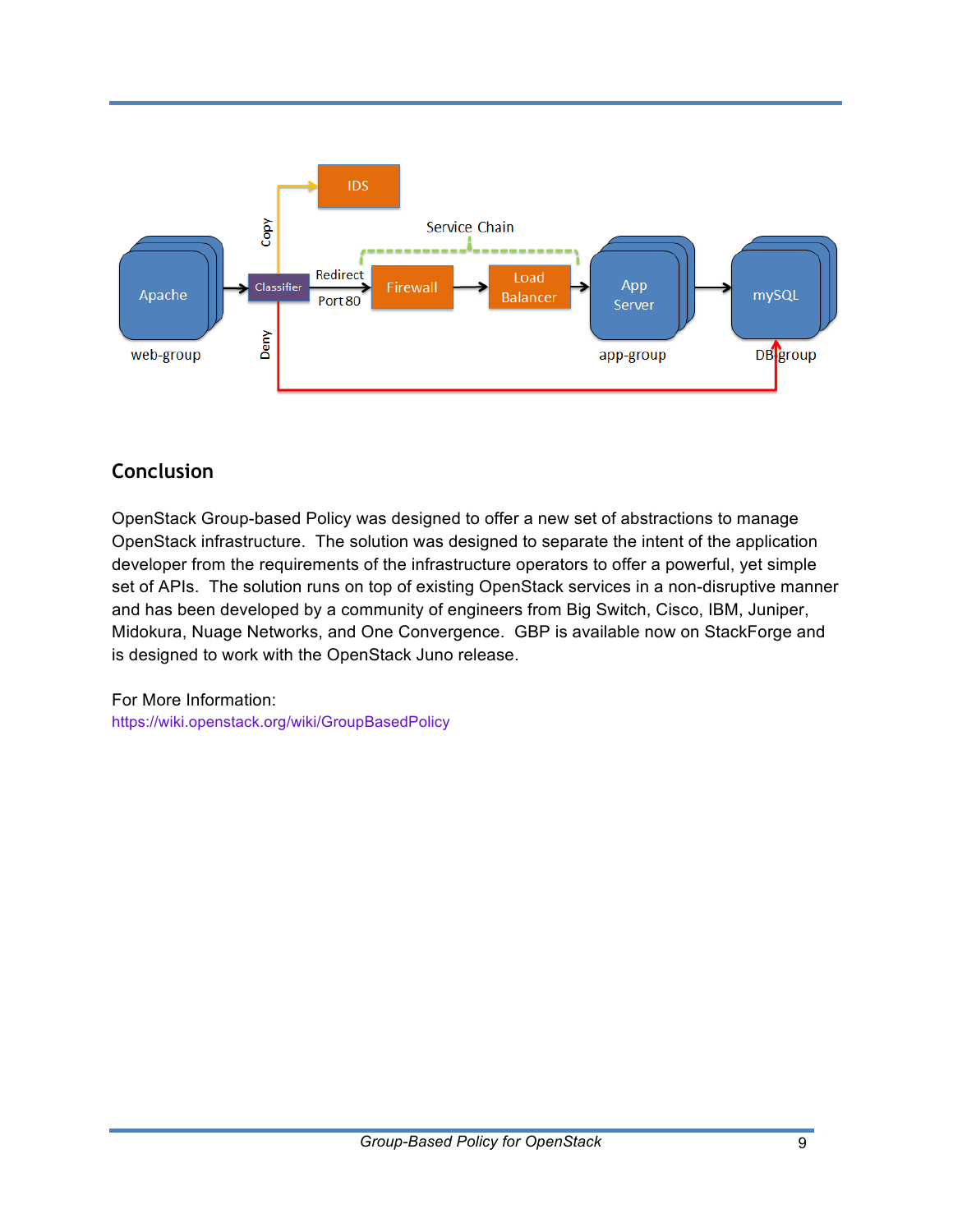IDS

Copy

Service Chain

Apache

web-group

Classifier

Redirect

Port 80

Firewall

Load Balancer

App Server

app-group

mySQL

DB group

Deny

## Conclusion

OpenStack Group-based Policy was designed to offer a new set of abstractions to manage OpenStack infrastructure. The solution was designed to separate the intent of the application developer from the requirements of the infrastructure operators to offer a powerful, yet simple set of APIs. The solution runs on top of existing OpenStack services in a non-disruptive manner and has been developed by a community of engineers from Big Switch, Cisco, IBM, Juniper, Midokura, Nuage Networks, and One Convergence. GBP is available now on StackForge and is designed to work with the OpenStack Juno release.

For More Information:
https://wiki.openstack.org/wiki/GroupBasedPolicy